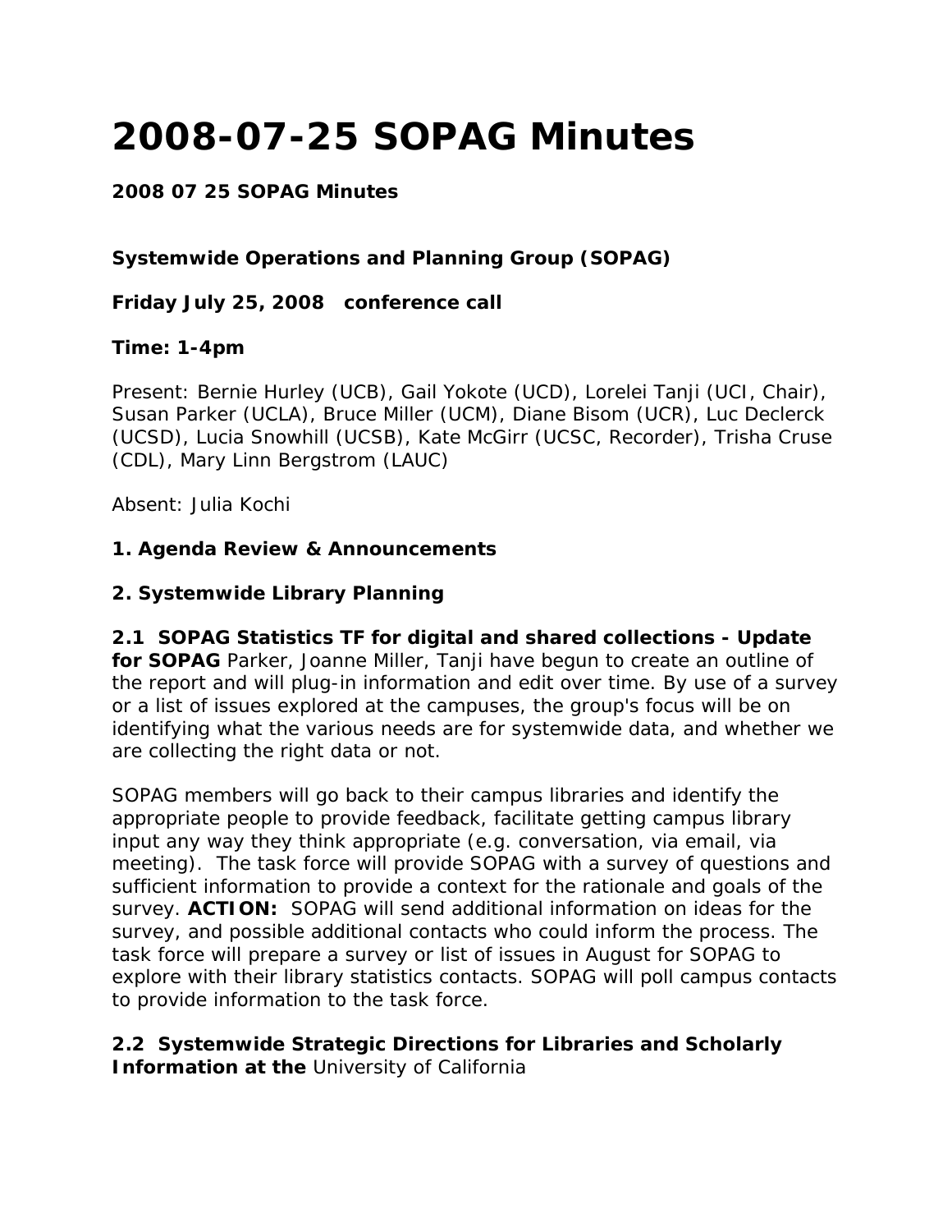# 2008-07-25 SOPAG Minutes

**2008 07 25 SOPAG Minutes**

**Systemwide Operations and Planning Group (SOPAG)**

**Friday July 25, 2008 conference call**

**Time: 1-4pm**

Present: Bernie Hurley (UCB), Gail Yokote (UCD), Lorelei Tanji (UCI, Chair), Susan Parker (UCLA), Bruce Miller (UCM), Diane Bisom (UCR), Luc Declerck (UCSD), Lucia Snowhill (UCSB), Kate McGirr (UCSC, Recorder), Trisha Cruse (CDL), Mary Linn Bergstrom (LAUC)

Absent: Julia Kochi

**1. Agenda Review & Announcements**

**2. Systemwide Library Planning**

**2.1 SOPAG Statistics TF for digital and shared collections - Update for SOPAG** Parker, Joanne Miller, Tanji have begun to create an outline of the report and will plug-in information and edit over time. By use of a survey or a list of issues explored at the campuses, the group's focus will be on identifying what the various needs are for systemwide data, and whether we are collecting the right data or not.

SOPAG members will go back to their campus libraries and identify the appropriate people to provide feedback, facilitate getting campus library input any way they think appropriate (e.g. conversation, via email, via meeting). The task force will provide SOPAG with a survey of questions and sufficient information to provide a context for the rationale and goals of the survey. **ACTION:** SOPAG will send additional information on ideas for the survey, and possible additional contacts who could inform the process. The task force will prepare a survey or list of issues in August for SOPAG to explore with their library statistics contacts. SOPAG will poll campus contacts to provide information to the task force.

**2.2 Systemwide Strategic Directions for Libraries and Scholarly Information at the** University of California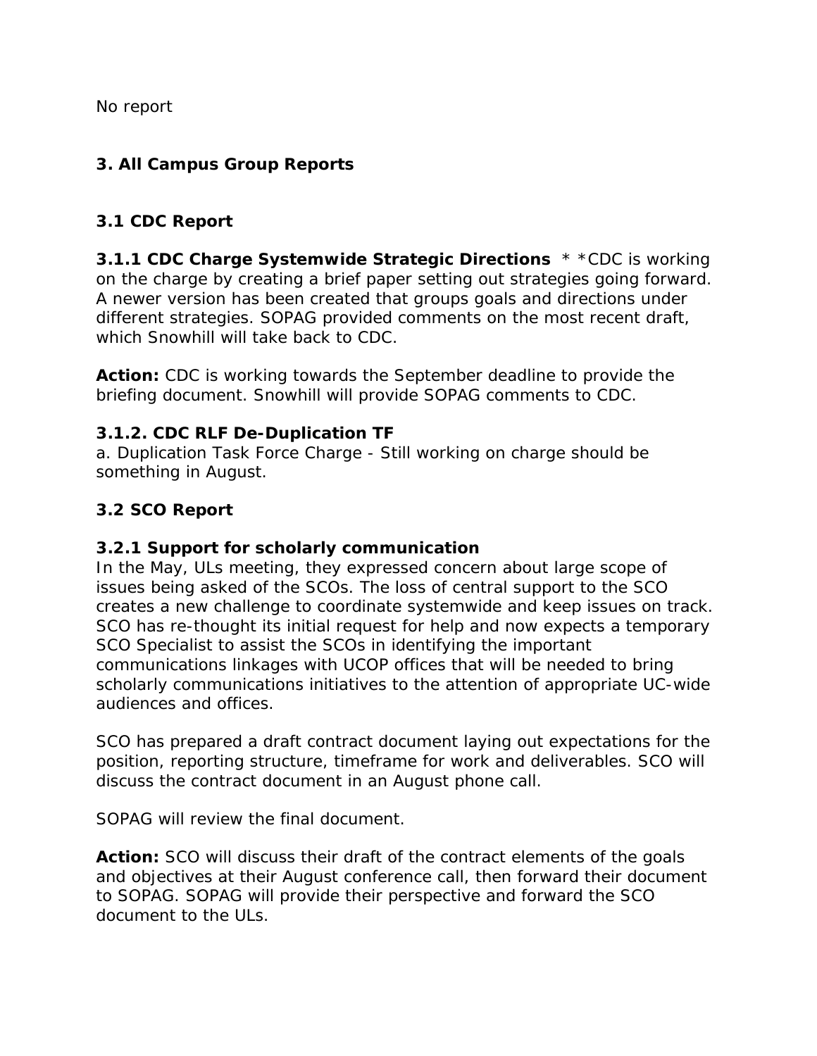No report

### 3. All Campus Group Reports

#### 3.1 CDC Report

**3.1.1 CDC Charge Systemwide Strategic Directions** * *CDC is working on the charge by creating a brief paper setting out strategies going forward. A newer version has been created that groups goals and directions under different strategies. SOPAG provided comments on the most recent draft, which Snowhill will take back to CDC.

**Action:** CDC is working towards the September deadline to provide the briefing document. Snowhill will provide SOPAG comments to CDC.

**3.1.2. CDC RLF De-Duplication TF**
a. Duplication Task Force Charge - Still working on charge should be something in August.

#### 3.2 SCO Report

**3.2.1 Support for scholarly communication**
In the May, ULs meeting, they expressed concern about large scope of issues being asked of the SCOs. The loss of central support to the SCO creates a new challenge to coordinate systemwide and keep issues on track. SCO has re-thought its initial request for help and now expects a temporary SCO Specialist to assist the SCOs in identifying the important communications linkages with UCOP offices that will be needed to bring scholarly communications initiatives to the attention of appropriate UC-wide audiences and offices.

SCO has prepared a draft contract document laying out expectations for the position, reporting structure, timeframe for work and deliverables. SCO will discuss the contract document in an August phone call.

SOPAG will review the final document.

**Action:** SCO will discuss their draft of the contract elements of the goals and objectives at their August conference call, then forward their document to SOPAG. SOPAG will provide their perspective and forward the SCO document to the ULs.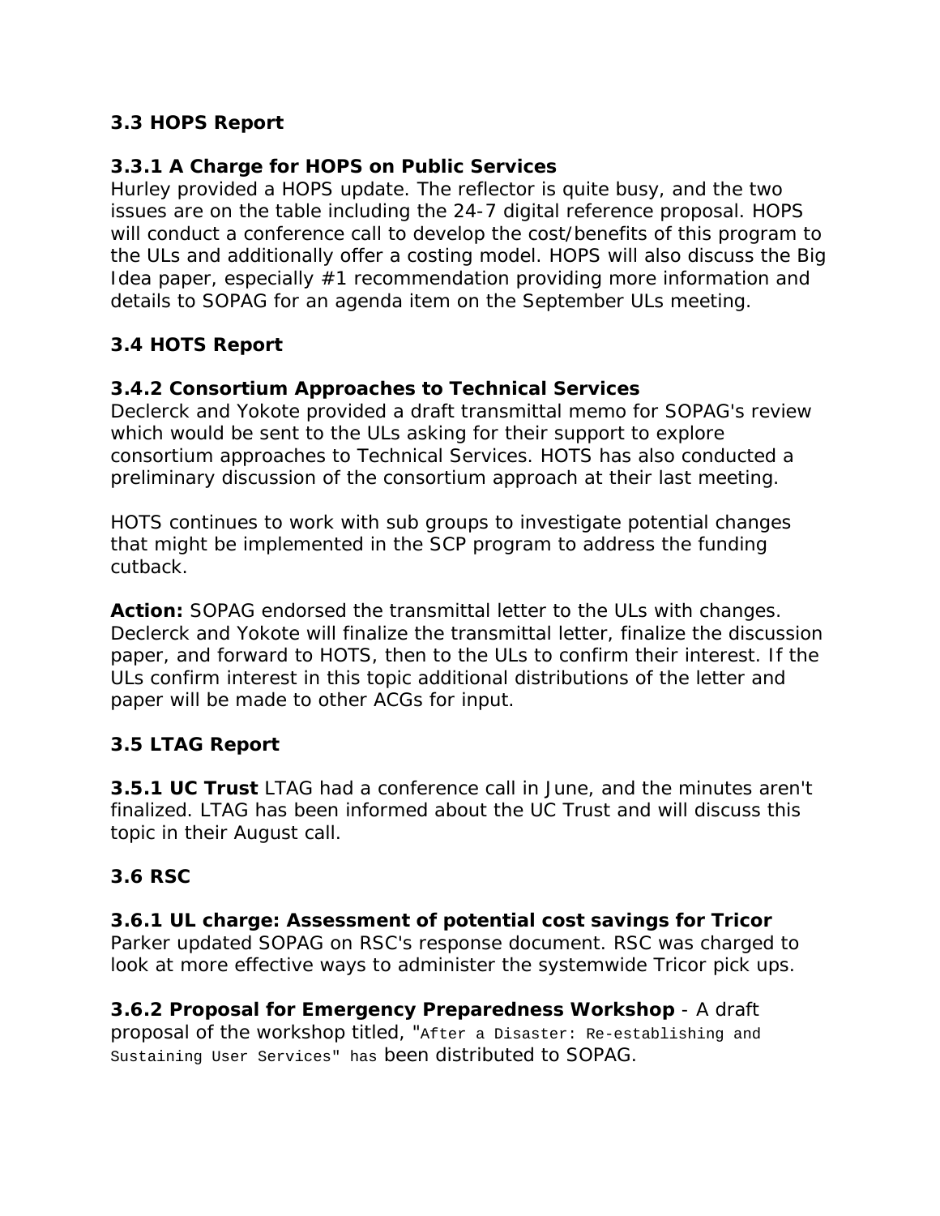### 3.3 HOPS Report

**3.3.1 A Charge for HOPS on Public Services**
Hurley provided a HOPS update. The reflector is quite busy, and the two issues are on the table including the 24-7 digital reference proposal. HOPS will conduct a conference call to develop the cost/benefits of this program to the ULs and additionally offer a costing model. HOPS will also discuss the Big Idea paper, especially #1 recommendation providing more information and details to SOPAG for an agenda item on the September ULs meeting.

### 3.4 HOTS Report

**3.4.2 Consortium Approaches to Technical Services**
Declerck and Yokote provided a draft transmittal memo for SOPAG's review which would be sent to the ULs asking for their support to explore consortium approaches to Technical Services. HOTS has also conducted a preliminary discussion of the consortium approach at their last meeting.

HOTS continues to work with sub groups to investigate potential changes that might be implemented in the SCP program to address the funding cutback.

**Action:** SOPAG endorsed the transmittal letter to the ULs with changes. Declerck and Yokote will finalize the transmittal letter, finalize the discussion paper, and forward to HOTS, then to the ULs to confirm their interest. If the ULs confirm interest in this topic additional distributions of the letter and paper will be made to other ACGs for input.

### 3.5 LTAG Report

**3.5.1 UC Trust** LTAG had a conference call in June, and the minutes aren't finalized. LTAG has been informed about the UC Trust and will discuss this topic in their August call.

### 3.6 RSC

**3.6.1 UL charge: Assessment of potential cost savings for Tricor**
Parker updated SOPAG on RSC's response document. RSC was charged to look at more effective ways to administer the systemwide Tricor pick ups.

**3.6.2 Proposal for Emergency Preparedness Workshop** - A draft proposal of the workshop titled, "After a Disaster: Re-establishing and Sustaining User Services" has been distributed to SOPAG.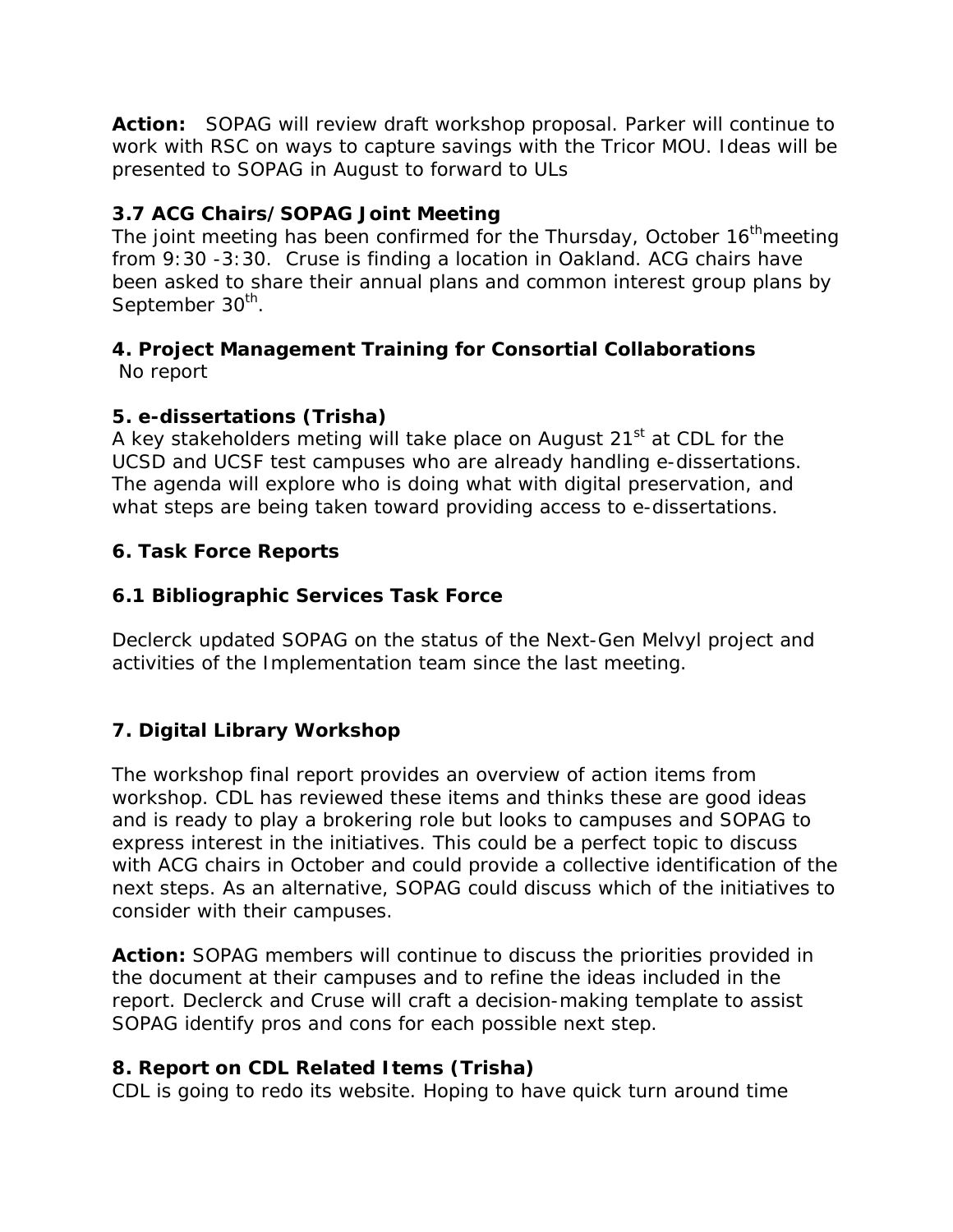**Action:** SOPAG will review draft workshop proposal. Parker will continue to work with RSC on ways to capture savings with the Tricor MOU. Ideas will be presented to SOPAG in August to forward to ULs

### 3.7 ACG Chairs/SOPAG Joint Meeting

The joint meeting has been confirmed for the Thursday, October 16th meeting from 9:30 -3:30. Cruse is finding a location in Oakland. ACG chairs have been asked to share their annual plans and common interest group plans by September 30th.

### 4. Project Management Training for Consortial Collaborations

No report

### 5. e-dissertations (Trisha)

A key stakeholders meting will take place on August 21st at CDL for the UCSD and UCSF test campuses who are already handling e-dissertations. The agenda will explore who is doing what with digital preservation, and what steps are being taken toward providing access to e-dissertations.

### 6. Task Force Reports

### 6.1 Bibliographic Services Task Force

Declerck updated SOPAG on the status of the Next-Gen Melvyl project and activities of the Implementation team since the last meeting.

### 7. Digital Library Workshop

The workshop final report provides an overview of action items from workshop. CDL has reviewed these items and thinks these are good ideas and is ready to play a brokering role but looks to campuses and SOPAG to express interest in the initiatives. This could be a perfect topic to discuss with ACG chairs in October and could provide a collective identification of the next steps. As an alternative, SOPAG could discuss which of the initiatives to consider with their campuses.

**Action:** SOPAG members will continue to discuss the priorities provided in the document at their campuses and to refine the ideas included in the report. Declerck and Cruse will craft a decision-making template to assist SOPAG identify pros and cons for each possible next step.

### 8. Report on CDL Related Items (Trisha)

CDL is going to redo its website. Hoping to have quick turn around time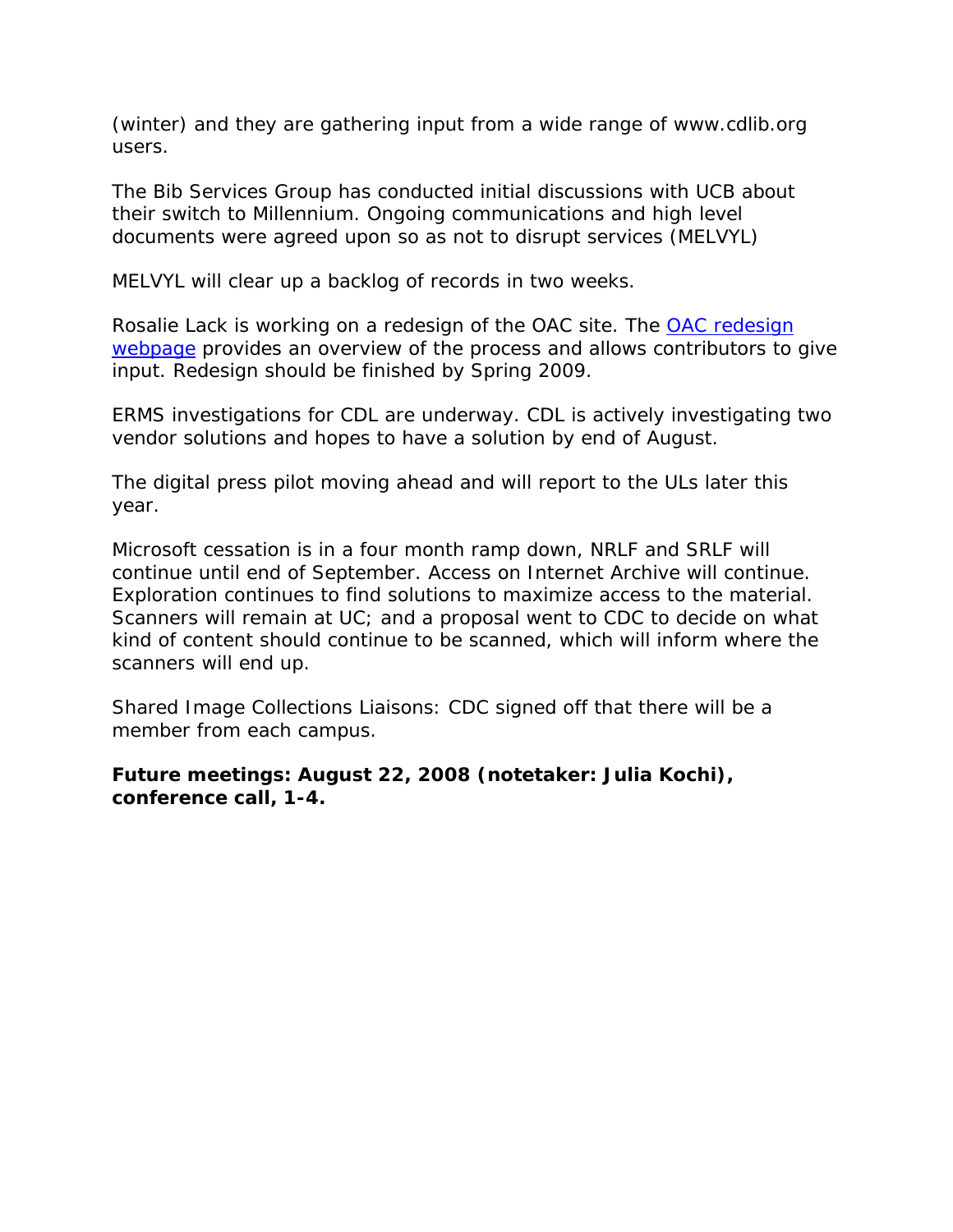(winter) and they are gathering input from a wide range of www.cdlib.org users.

The Bib Services Group has conducted initial discussions with UCB about their switch to Millennium. Ongoing communications and high level documents were agreed upon so as not to disrupt services (MELVYL)

MELVYL will clear up a backlog of records in two weeks.

Rosalie Lack is working on a redesign of the OAC site. The OAC redesign webpage provides an overview of the process and allows contributors to give input. Redesign should be finished by Spring 2009.

ERMS investigations for CDL are underway. CDL is actively investigating two vendor solutions and hopes to have a solution by end of August.

The digital press pilot moving ahead and will report to the ULs later this year.

Microsoft cessation is in a four month ramp down, NRLF and SRLF will continue until end of September. Access on Internet Archive will continue. Exploration continues to find solutions to maximize access to the material. Scanners will remain at UC; and a proposal went to CDC to decide on what kind of content should continue to be scanned, which will inform where the scanners will end up.

Shared Image Collections Liaisons: CDC signed off that there will be a member from each campus.

**Future meetings: August 22, 2008 (notetaker: Julia Kochi), conference call, 1-4.**